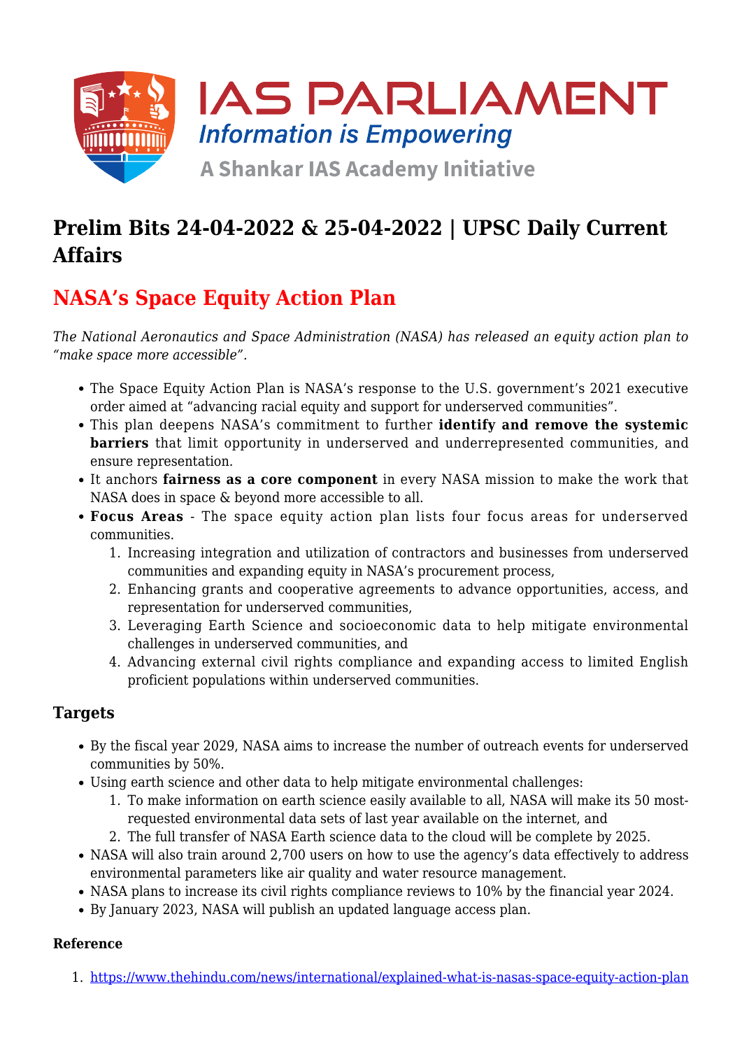# Prelim Bits 24-04-2022 & 25-04-2022 | UPSC Daily Current Affairs

## NASA's Space Equity Action Plan

*The National Aeronautics and Space Administration (NASA) has released an equity action plan to "make space more accessible".*

- The Space Equity Action Plan is NASA's response to the U.S. government's 2021 executive order aimed at "advancing racial equity and support for underserved communities".
- This plan deepens NASA's commitment to further **identify and remove the systemic barriers** that limit opportunity in underserved and underrepresented communities, and ensure representation.
- It anchors **fairness as a core component** in every NASA mission to make the work that NASA does in space & beyond more accessible to all.
- **Focus Areas** - The space equity action plan lists four focus areas for underserved communities.
    1. Increasing integration and utilization of contractors and businesses from underserved communities and expanding equity in NASA's procurement process,
    2. Enhancing grants and cooperative agreements to advance opportunities, access, and representation for underserved communities,
    3. Leveraging Earth Science and socioeconomic data to help mitigate environmental challenges in underserved communities, and
    4. Advancing external civil rights compliance and expanding access to limited English proficient populations within underserved communities.

### Targets

- By the fiscal year 2029, NASA aims to increase the number of outreach events for underserved communities by 50%.
- Using earth science and other data to help mitigate environmental challenges:
    1. To make information on earth science easily available to all, NASA will make its 50 most-requested environmental data sets of last year available on the internet, and
    2. The full transfer of NASA Earth science data to the cloud will be complete by 2025.
- NASA will also train around 2,700 users on how to use the agency's data effectively to address environmental parameters like air quality and water resource management.
- NASA plans to increase its civil rights compliance reviews to 10% by the financial year 2024.
- By January 2023, NASA will publish an updated language access plan.

#### Reference

1. https://www.thehindu.com/news/international/explained-what-is-nasas-space-equity-action-plan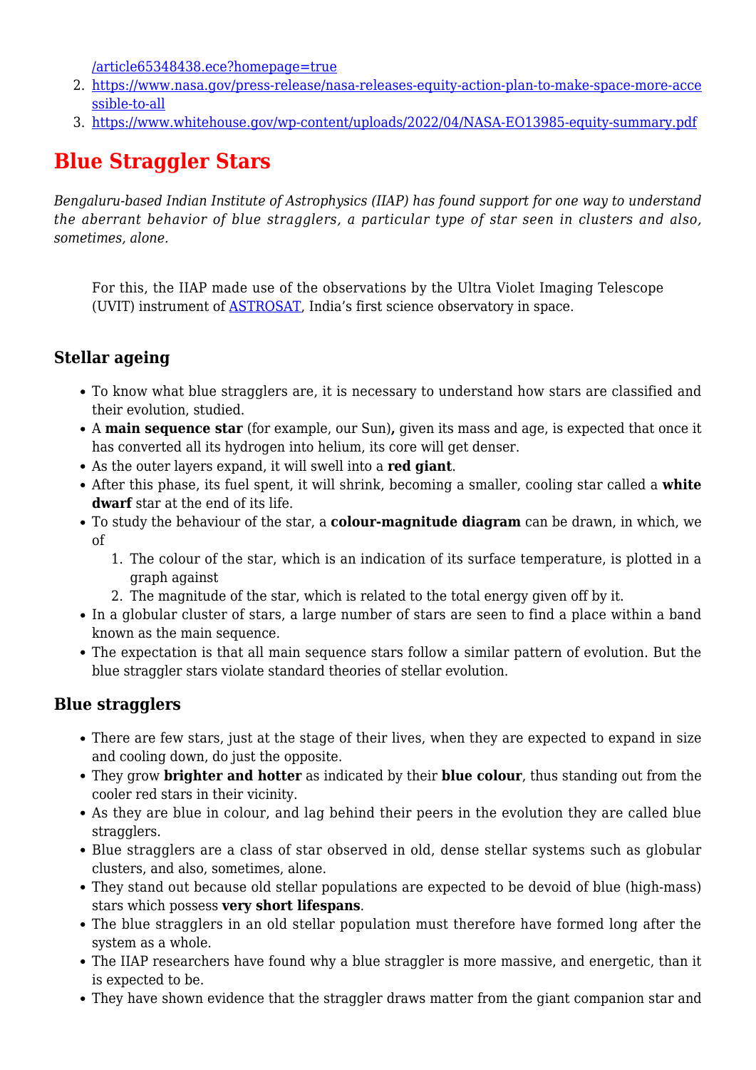/article65348438.ece?homepage=true

2. https://www.nasa.gov/press-release/nasa-releases-equity-action-plan-to-make-space-more-accessible-to-all
3. https://www.whitehouse.gov/wp-content/uploads/2022/04/NASA-EO13985-equity-summary.pdf

# Blue Straggler Stars

*Bengaluru-based Indian Institute of Astrophysics (IIAP) has found support for one way to understand the aberrant behavior of blue stragglers, a particular type of star seen in clusters and also, sometimes, alone.*

> For this, the IIAP made use of the observations by the Ultra Violet Imaging Telescope (UVIT) instrument of ASTROSAT, India's first science observatory in space.

## Stellar ageing

- To know what blue stragglers are, it is necessary to understand how stars are classified and their evolution, studied.
- A **main sequence star** (for example, our Sun)**,** given its mass and age, is expected that once it has converted all its hydrogen into helium, its core will get denser.
- As the outer layers expand, it will swell into a **red giant**.
- After this phase, its fuel spent, it will shrink, becoming a smaller, cooling star called a **white dwarf** star at the end of its life.
- To study the behaviour of the star, a **colour-magnitude diagram** can be drawn, in which, we of
  1. The colour of the star, which is an indication of its surface temperature, is plotted in a graph against
  2. The magnitude of the star, which is related to the total energy given off by it.
- In a globular cluster of stars, a large number of stars are seen to find a place within a band known as the main sequence.
- The expectation is that all main sequence stars follow a similar pattern of evolution. But the blue straggler stars violate standard theories of stellar evolution.

## Blue stragglers

- There are few stars, just at the stage of their lives, when they are expected to expand in size and cooling down, do just the opposite.
- They grow **brighter and hotter** as indicated by their **blue colour**, thus standing out from the cooler red stars in their vicinity.
- As they are blue in colour, and lag behind their peers in the evolution they are called blue stragglers.
- Blue stragglers are a class of star observed in old, dense stellar systems such as globular clusters, and also, sometimes, alone.
- They stand out because old stellar populations are expected to be devoid of blue (high-mass) stars which possess **very short lifespans**.
- The blue stragglers in an old stellar population must therefore have formed long after the system as a whole.
- The IIAP researchers have found why a blue straggler is more massive, and energetic, than it is expected to be.
- They have shown evidence that the straggler draws matter from the giant companion star and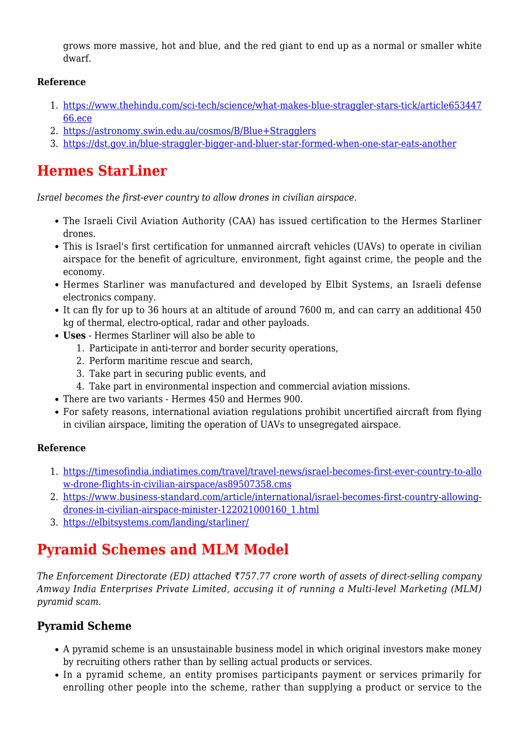grows more massive, hot and blue, and the red giant to end up as a normal or smaller white dwarf.

**Reference**

1. https://www.thehindu.com/sci-tech/science/what-makes-blue-straggler-stars-tick/article65344766.ece
2. https://astronomy.swin.edu.au/cosmos/B/Blue+Stragglers
3. https://dst.gov.in/blue-straggler-bigger-and-bluer-star-formed-when-one-star-eats-another

# Hermes StarLiner

*Israel becomes the first-ever country to allow drones in civilian airspace.*

- The Israeli Civil Aviation Authority (CAA) has issued certification to the Hermes Starliner drones.
- This is Israel's first certification for unmanned aircraft vehicles (UAVs) to operate in civilian airspace for the benefit of agriculture, environment, fight against crime, the people and the economy.
- Hermes Starliner was manufactured and developed by Elbit Systems, an Israeli defense electronics company.
- It can fly for up to 36 hours at an altitude of around 7600 m, and can carry an additional 450 kg of thermal, electro-optical, radar and other payloads.
- **Uses** - Hermes Starliner will also be able to
    1. Participate in anti-terror and border security operations,
    2. Perform maritime rescue and search,
    3. Take part in securing public events, and
    4. Take part in environmental inspection and commercial aviation missions.
- There are two variants - Hermes 450 and Hermes 900.
- For safety reasons, international aviation regulations prohibit uncertified aircraft from flying in civilian airspace, limiting the operation of UAVs to unsegregated airspace.

**Reference**

1. https://timesofindia.indiatimes.com/travel/travel-news/israel-becomes-first-ever-country-to-allow-drone-flights-in-civilian-airspace/as89507358.cms
2. https://www.business-standard.com/article/international/israel-becomes-first-country-allowing-drones-in-civilian-airspace-minister-122021000160_1.html
3. https://elbitsystems.com/landing/starliner/

# Pyramid Schemes and MLM Model

*The Enforcement Directorate (ED) attached ₹757.77 crore worth of assets of direct-selling company Amway India Enterprises Private Limited, accusing it of running a Multi-level Marketing (MLM) pyramid scam.*

## Pyramid Scheme

- A pyramid scheme is an unsustainable business model in which original investors make money by recruiting others rather than by selling actual products or services.
- In a pyramid scheme, an entity promises participants payment or services primarily for enrolling other people into the scheme, rather than supplying a product or service to the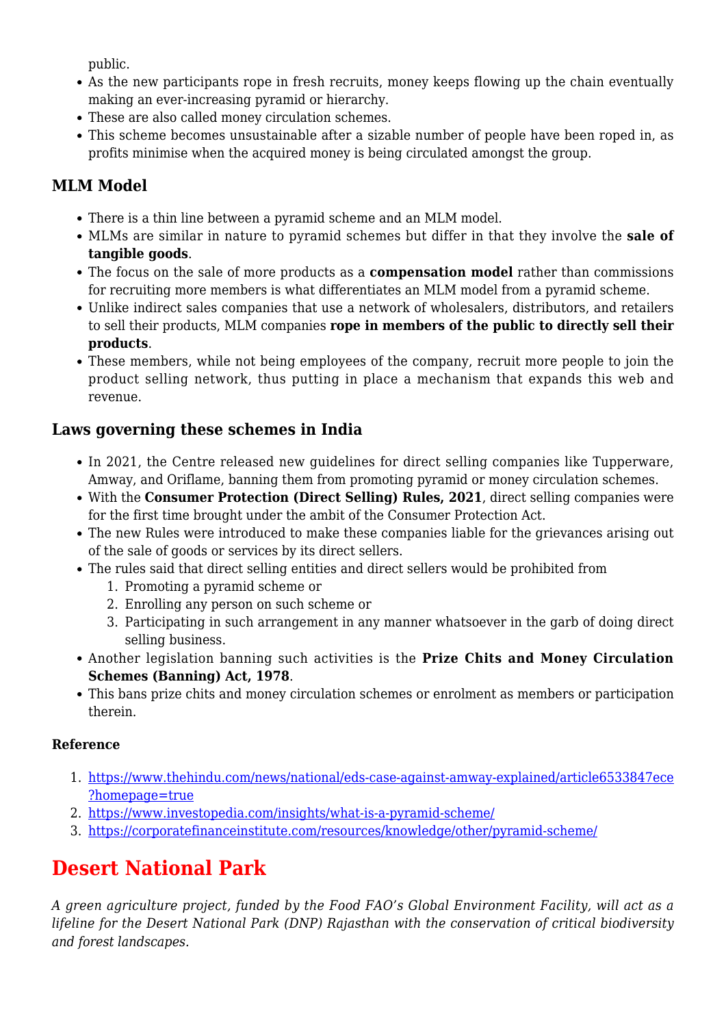public.

- As the new participants rope in fresh recruits, money keeps flowing up the chain eventually making an ever-increasing pyramid or hierarchy.
- These are also called money circulation schemes.
- This scheme becomes unsustainable after a sizable number of people have been roped in, as profits minimise when the acquired money is being circulated amongst the group.

### MLM Model

- There is a thin line between a pyramid scheme and an MLM model.
- MLMs are similar in nature to pyramid schemes but differ in that they involve the **sale of tangible goods**.
- The focus on the sale of more products as a **compensation model** rather than commissions for recruiting more members is what differentiates an MLM model from a pyramid scheme.
- Unlike indirect sales companies that use a network of wholesalers, distributors, and retailers to sell their products, MLM companies **rope in members of the public to directly sell their products**.
- These members, while not being employees of the company, recruit more people to join the product selling network, thus putting in place a mechanism that expands this web and revenue.

### Laws governing these schemes in India

- In 2021, the Centre released new guidelines for direct selling companies like Tupperware, Amway, and Oriflame, banning them from promoting pyramid or money circulation schemes.
- With the **Consumer Protection (Direct Selling) Rules, 2021**, direct selling companies were for the first time brought under the ambit of the Consumer Protection Act.
- The new Rules were introduced to make these companies liable for the grievances arising out of the sale of goods or services by its direct sellers.
- The rules said that direct selling entities and direct sellers would be prohibited from
  1. Promoting a pyramid scheme or
  2. Enrolling any person on such scheme or
  3. Participating in such arrangement in any manner whatsoever in the garb of doing direct selling business.
- Another legislation banning such activities is the **Prize Chits and Money Circulation Schemes (Banning) Act, 1978**.
- This bans prize chits and money circulation schemes or enrolment as members or participation therein.

#### Reference

1. https://www.thehindu.com/news/national/eds-case-against-amway-explained/article6533847ece?homepage=true
2. https://www.investopedia.com/insights/what-is-a-pyramid-scheme/
3. https://corporatefinanceinstitute.com/resources/knowledge/other/pyramid-scheme/

## Desert National Park

*A green agriculture project, funded by the Food FAO's Global Environment Facility, will act as a lifeline for the Desert National Park (DNP) Rajasthan with the conservation of critical biodiversity and forest landscapes.*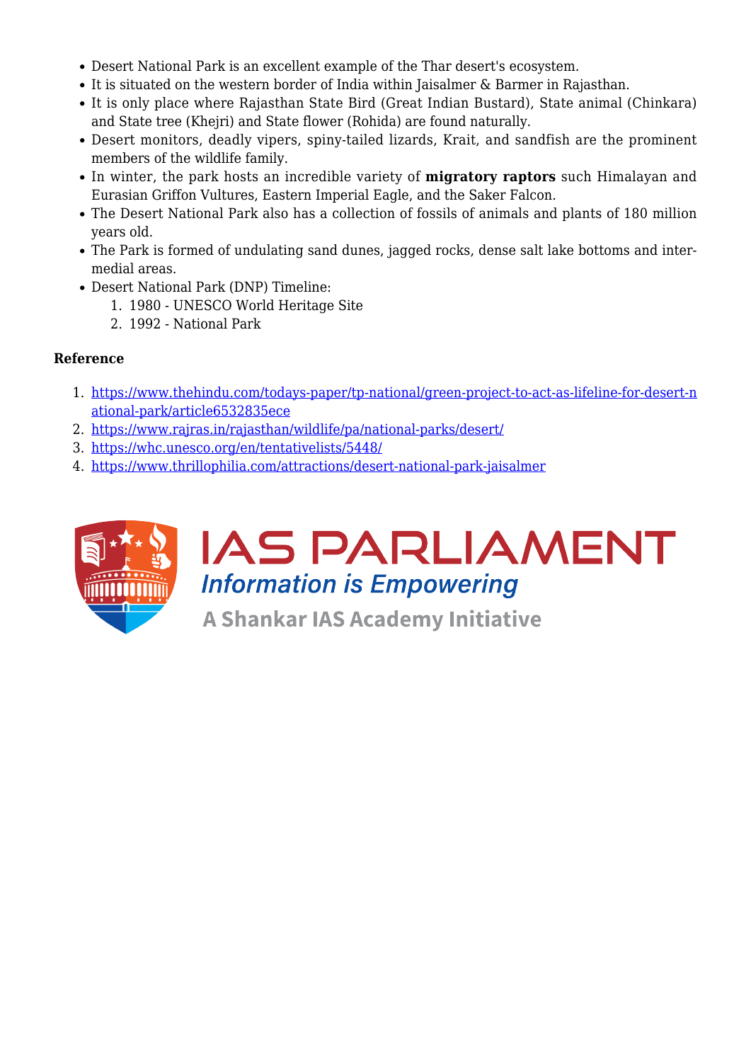- Desert National Park is an excellent example of the Thar desert's ecosystem.
- It is situated on the western border of India within Jaisalmer & Barmer in Rajasthan.
- It is only place where Rajasthan State Bird (Great Indian Bustard), State animal (Chinkara) and State tree (Khejri) and State flower (Rohida) are found naturally.
- Desert monitors, deadly vipers, spiny-tailed lizards, Krait, and sandfish are the prominent members of the wildlife family.
- In winter, the park hosts an incredible variety of **migratory raptors** such Himalayan and Eurasian Griffon Vultures, Eastern Imperial Eagle, and the Saker Falcon.
- The Desert National Park also has a collection of fossils of animals and plants of 180 million years old.
- The Park is formed of undulating sand dunes, jagged rocks, dense salt lake bottoms and inter-medial areas.
- Desert National Park (DNP) Timeline:
  1. 1980 - UNESCO World Heritage Site
  2. 1992 - National Park

**Reference**

1. https://www.thehindu.com/todays-paper/tp-national/green-project-to-act-as-lifeline-for-desert-national-park/article6532835ece
2. https://www.rajras.in/rajasthan/wildlife/pa/national-parks/desert/
3. https://whc.unesco.org/en/tentativelists/5448/
4. https://www.thrillophilia.com/attractions/desert-national-park-jaisalmer

IAS PARLIAMENT

*Information is Empowering*

A Shankar IAS Academy Initiative